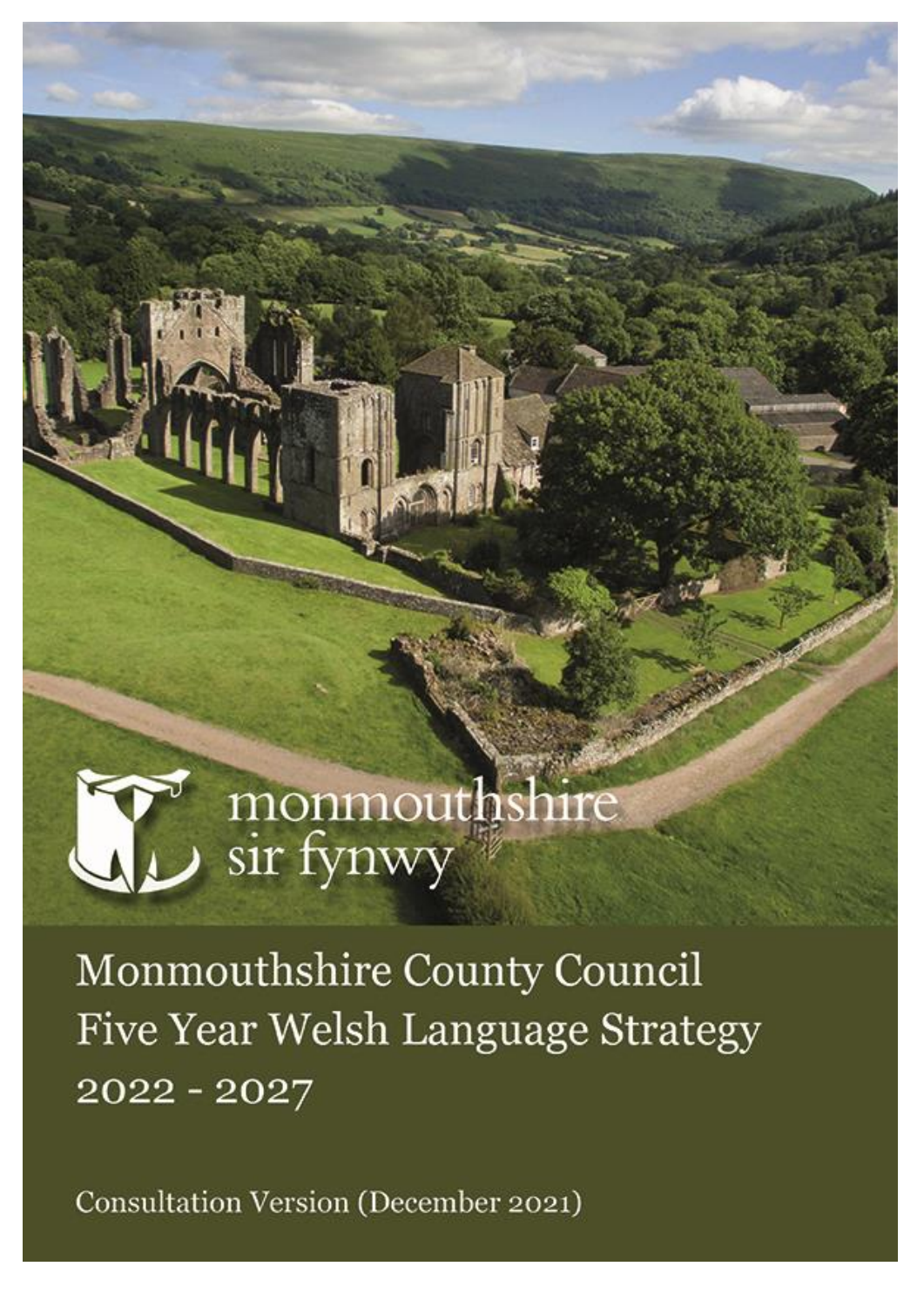monmouthshire
sir fynwy

# Monmouthshire County Council Five Year Welsh Language Strategy 2022 - 2027

Consultation Version (December 2021)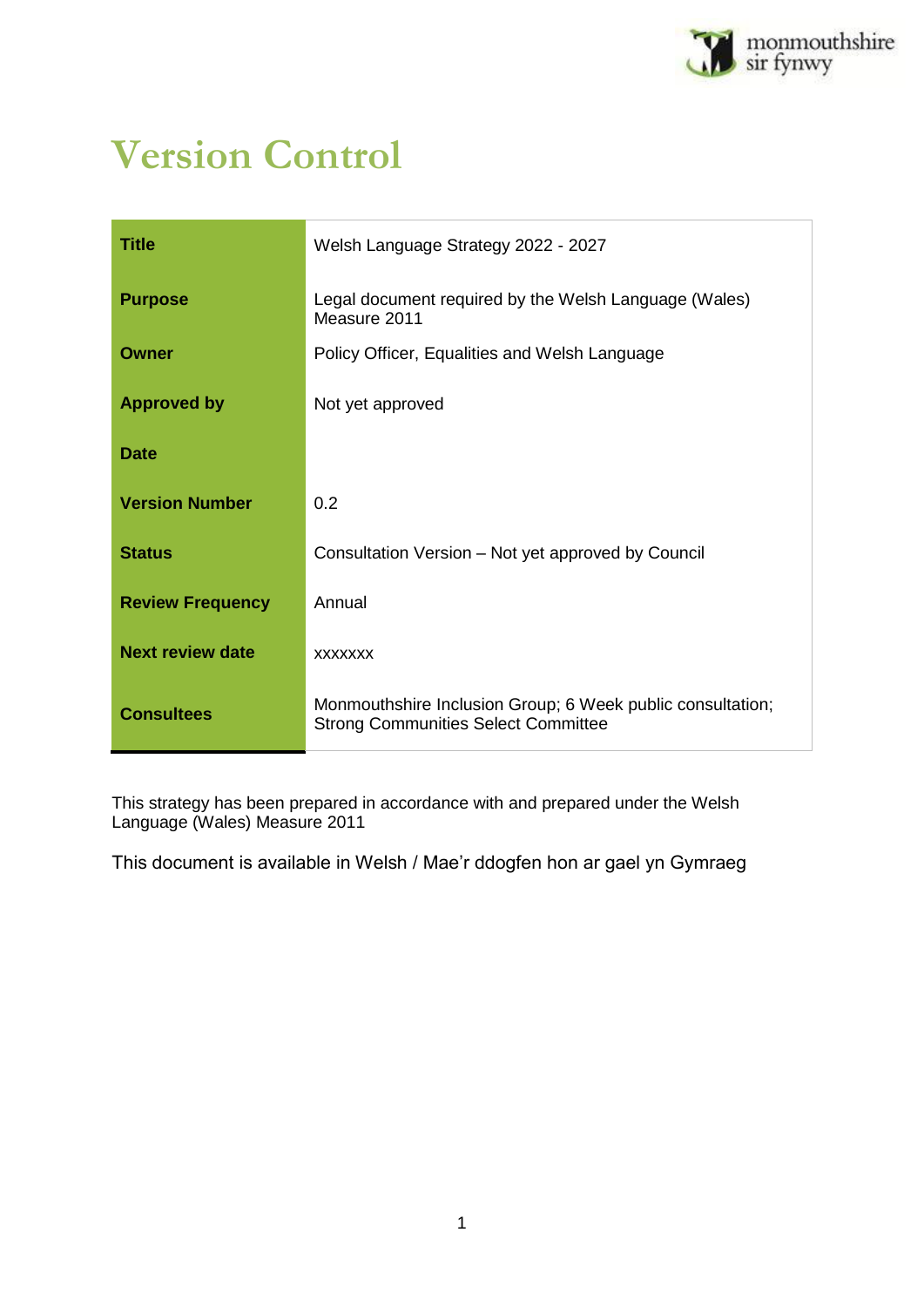# Version Control

| | |
|---|---|
| **Title** | Welsh Language Strategy 2022 - 2027 |
| **Purpose** | Legal document required by the Welsh Language (Wales) Measure 2011 |
| **Owner** | Policy Officer, Equalities and Welsh Language |
| **Approved by** | Not yet approved |
| **Date** | |
| **Version Number** | 0.2 |
| **Status** | Consultation Version – Not yet approved by Council |
| **Review Frequency** | Annual |
| **Next review date** | xxxxxxx |
| **Consultees** | Monmouthshire Inclusion Group; 6 Week public consultation; Strong Communities Select Committee |

This strategy has been prepared in accordance with and prepared under the Welsh Language (Wales) Measure 2011

This document is available in Welsh / Mae'r ddogfen hon ar gael yn Gymraeg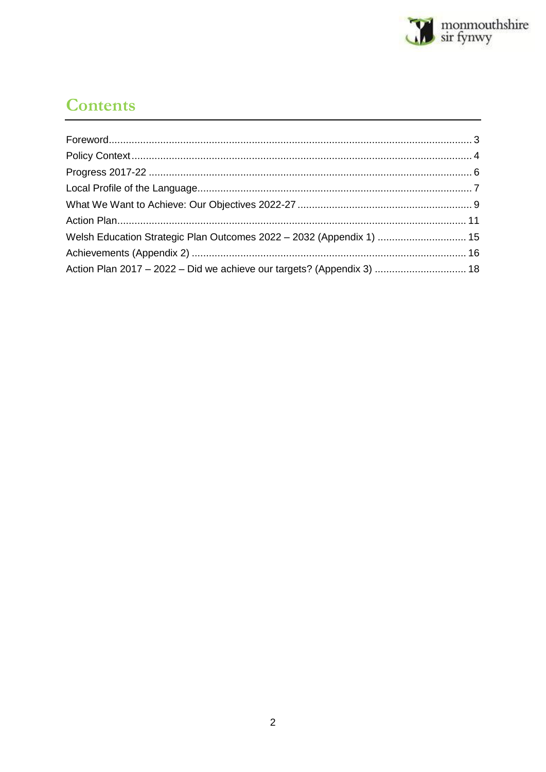# Contents

- Foreword ........ 3
- Policy Context ........ 4
- Progress 2017-22 ........ 6
- Local Profile of the Language ........ 7
- What We Want to Achieve: Our Objectives 2022-27 ........ 9
- Action Plan ........ 11
- Welsh Education Strategic Plan Outcomes 2022 – 2032 (Appendix 1) ........ 15
- Achievements (Appendix 2) ........ 16
- Action Plan 2017 – 2022 – Did we achieve our targets? (Appendix 3) ........ 18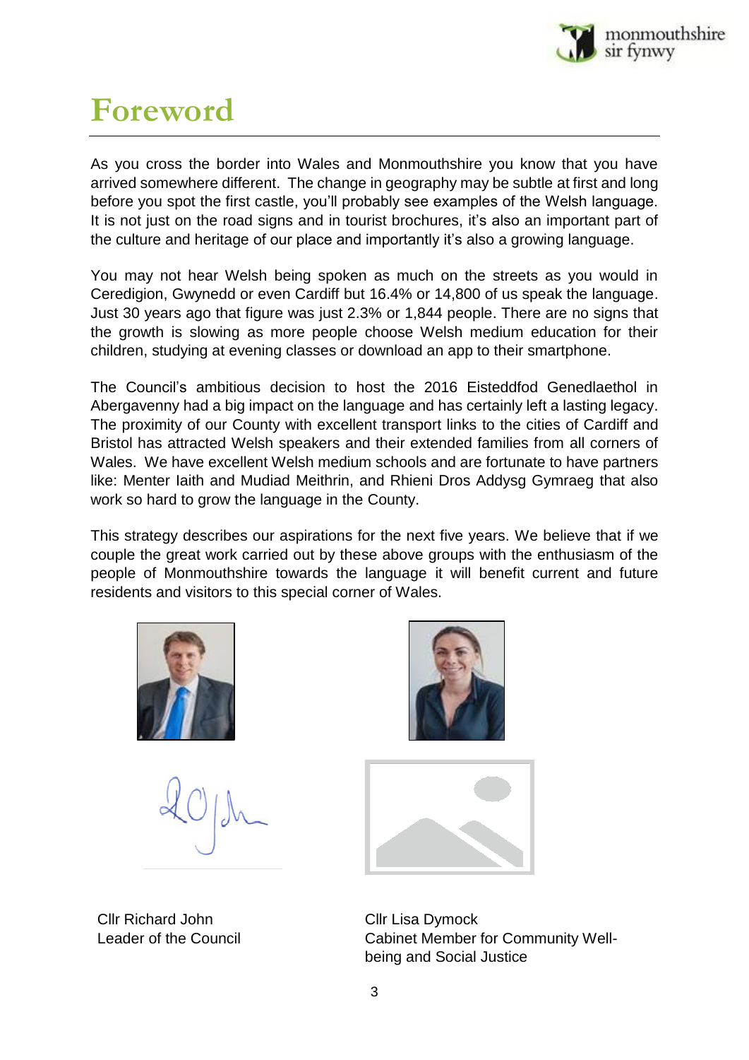# Foreword

As you cross the border into Wales and Monmouthshire you know that you have arrived somewhere different. The change in geography may be subtle at first and long before you spot the first castle, you'll probably see examples of the Welsh language. It is not just on the road signs and in tourist brochures, it's also an important part of the culture and heritage of our place and importantly it's also a growing language.

You may not hear Welsh being spoken as much on the streets as you would in Ceredigion, Gwynedd or even Cardiff but 16.4% or 14,800 of us speak the language. Just 30 years ago that figure was just 2.3% or 1,844 people. There are no signs that the growth is slowing as more people choose Welsh medium education for their children, studying at evening classes or download an app to their smartphone.

The Council's ambitious decision to host the 2016 Eisteddfod Genedlaethol in Abergavenny had a big impact on the language and has certainly left a lasting legacy. The proximity of our County with excellent transport links to the cities of Cardiff and Bristol has attracted Welsh speakers and their extended families from all corners of Wales. We have excellent Welsh medium schools and are fortunate to have partners like: Menter Iaith and Mudiad Meithrin, and Rhieni Dros Addysg Gymraeg that also work so hard to grow the language in the County.

This strategy describes our aspirations for the next five years. We believe that if we couple the great work carried out by these above groups with the enthusiasm of the people of Monmouthshire towards the language it will benefit current and future residents and visitors to this special corner of Wales.

Cllr Richard John
Leader of the Council

Cllr Lisa Dymock
Cabinet Member for Community Well-being and Social Justice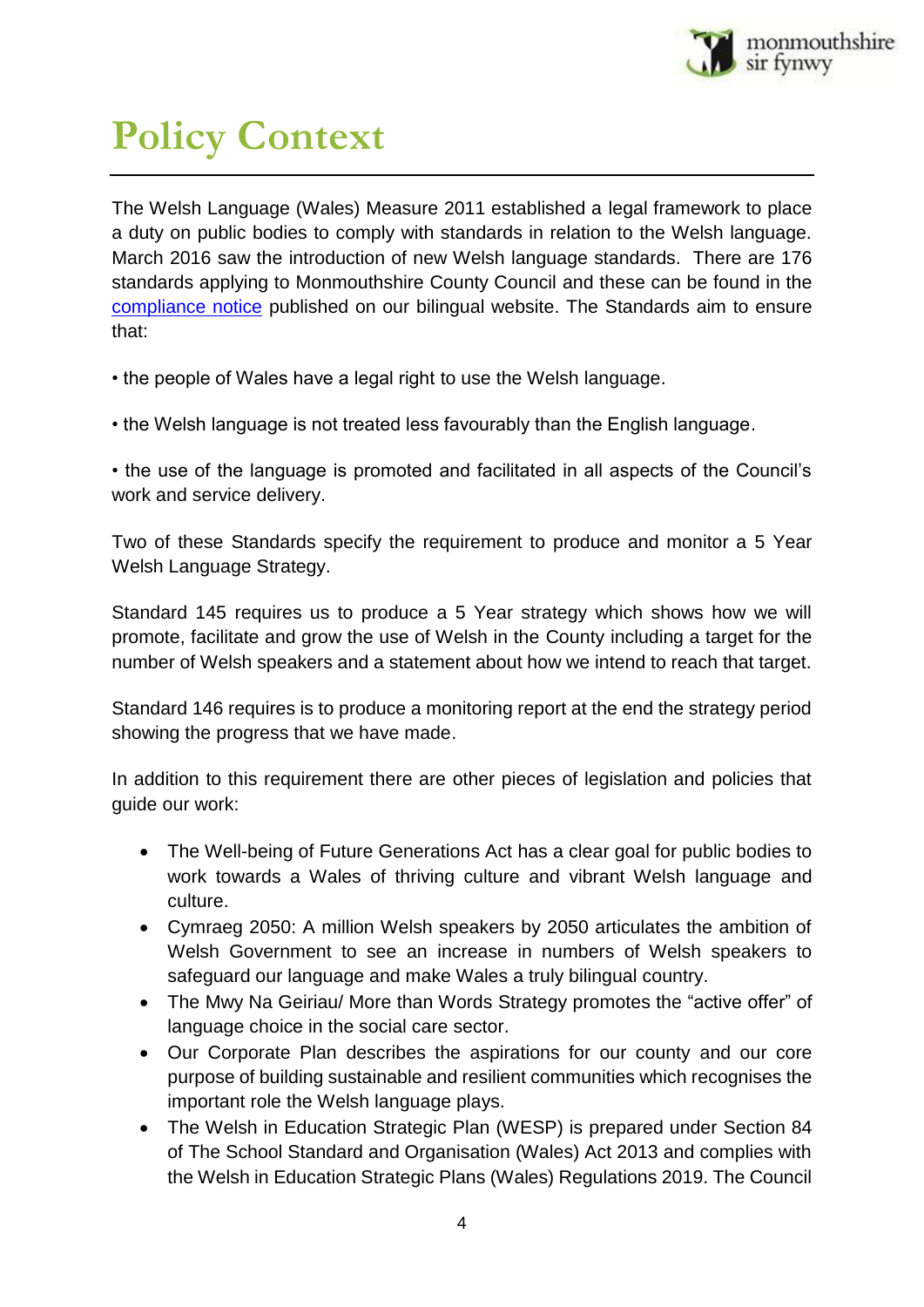# Policy Context

The Welsh Language (Wales) Measure 2011 established a legal framework to place a duty on public bodies to comply with standards in relation to the Welsh language. March 2016 saw the introduction of new Welsh language standards. There are 176 standards applying to Monmouthshire County Council and these can be found in the compliance notice published on our bilingual website. The Standards aim to ensure that:

• the people of Wales have a legal right to use the Welsh language.

• the Welsh language is not treated less favourably than the English language.

• the use of the language is promoted and facilitated in all aspects of the Council's work and service delivery.

Two of these Standards specify the requirement to produce and monitor a 5 Year Welsh Language Strategy.

Standard 145 requires us to produce a 5 Year strategy which shows how we will promote, facilitate and grow the use of Welsh in the County including a target for the number of Welsh speakers and a statement about how we intend to reach that target.

Standard 146 requires is to produce a monitoring report at the end the strategy period showing the progress that we have made.

In addition to this requirement there are other pieces of legislation and policies that guide our work:

- The Well-being of Future Generations Act has a clear goal for public bodies to work towards a Wales of thriving culture and vibrant Welsh language and culture.
- Cymraeg 2050: A million Welsh speakers by 2050 articulates the ambition of Welsh Government to see an increase in numbers of Welsh speakers to safeguard our language and make Wales a truly bilingual country.
- The Mwy Na Geiriau/ More than Words Strategy promotes the "active offer" of language choice in the social care sector.
- Our Corporate Plan describes the aspirations for our county and our core purpose of building sustainable and resilient communities which recognises the important role the Welsh language plays.
- The Welsh in Education Strategic Plan (WESP) is prepared under Section 84 of The School Standard and Organisation (Wales) Act 2013 and complies with the Welsh in Education Strategic Plans (Wales) Regulations 2019. The Council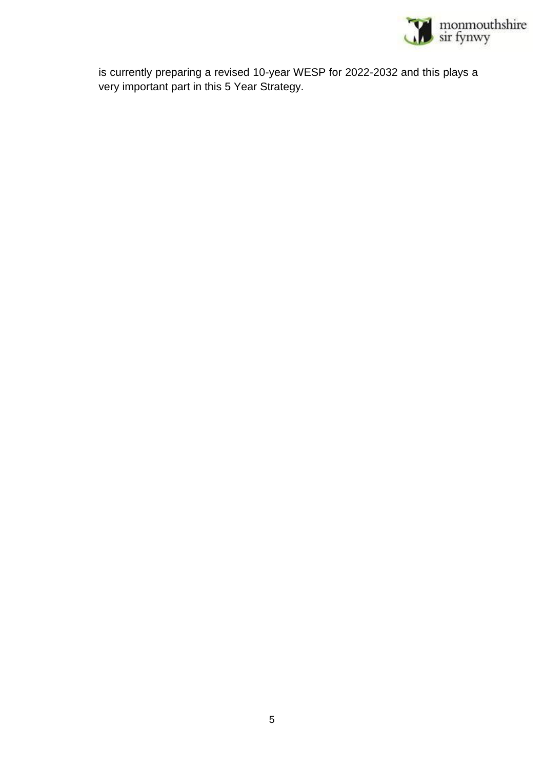is currently preparing a revised 10-year WESP for 2022-2032 and this plays a very important part in this 5 Year Strategy.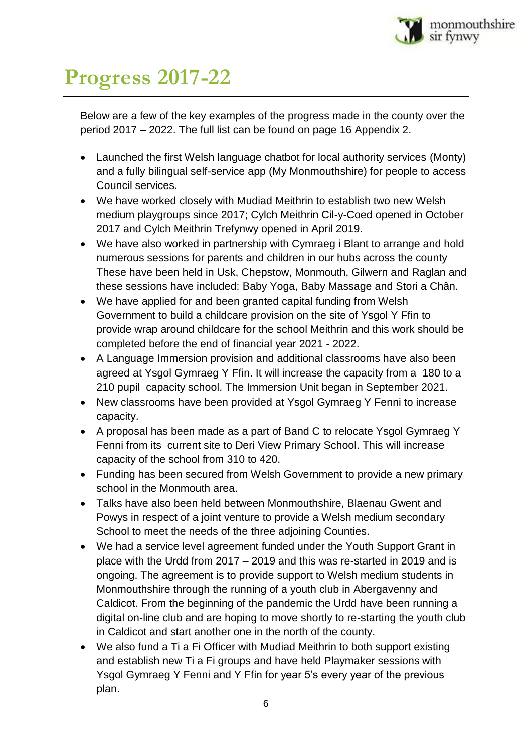# Progress 2017-22

Below are a few of the key examples of the progress made in the county over the period 2017 – 2022. The full list can be found on page 16 Appendix 2.

- Launched the first Welsh language chatbot for local authority services (Monty) and a fully bilingual self-service app (My Monmouthshire) for people to access Council services.
- We have worked closely with Mudiad Meithrin to establish two new Welsh medium playgroups since 2017; Cylch Meithrin Cil-y-Coed opened in October 2017 and Cylch Meithrin Trefynwy opened in April 2019.
- We have also worked in partnership with Cymraeg i Blant to arrange and hold numerous sessions for parents and children in our hubs across the county These have been held in Usk, Chepstow, Monmouth, Gilwern and Raglan and these sessions have included: Baby Yoga, Baby Massage and Stori a Chân.
- We have applied for and been granted capital funding from Welsh Government to build a childcare provision on the site of Ysgol Y Ffin to provide wrap around childcare for the school Meithrin and this work should be completed before the end of financial year 2021 - 2022.
- A Language Immersion provision and additional classrooms have also been agreed at Ysgol Gymraeg Y Ffin. It will increase the capacity from a 180 to a 210 pupil capacity school. The Immersion Unit began in September 2021.
- New classrooms have been provided at Ysgol Gymraeg Y Fenni to increase capacity.
- A proposal has been made as a part of Band C to relocate Ysgol Gymraeg Y Fenni from its current site to Deri View Primary School. This will increase capacity of the school from 310 to 420.
- Funding has been secured from Welsh Government to provide a new primary school in the Monmouth area.
- Talks have also been held between Monmouthshire, Blaenau Gwent and Powys in respect of a joint venture to provide a Welsh medium secondary School to meet the needs of the three adjoining Counties.
- We had a service level agreement funded under the Youth Support Grant in place with the Urdd from 2017 – 2019 and this was re-started in 2019 and is ongoing. The agreement is to provide support to Welsh medium students in Monmouthshire through the running of a youth club in Abergavenny and Caldicot. From the beginning of the pandemic the Urdd have been running a digital on-line club and are hoping to move shortly to re-starting the youth club in Caldicot and start another one in the north of the county.
- We also fund a Ti a Fi Officer with Mudiad Meithrin to both support existing and establish new Ti a Fi groups and have held Playmaker sessions with Ysgol Gymraeg Y Fenni and Y Ffin for year 5's every year of the previous plan.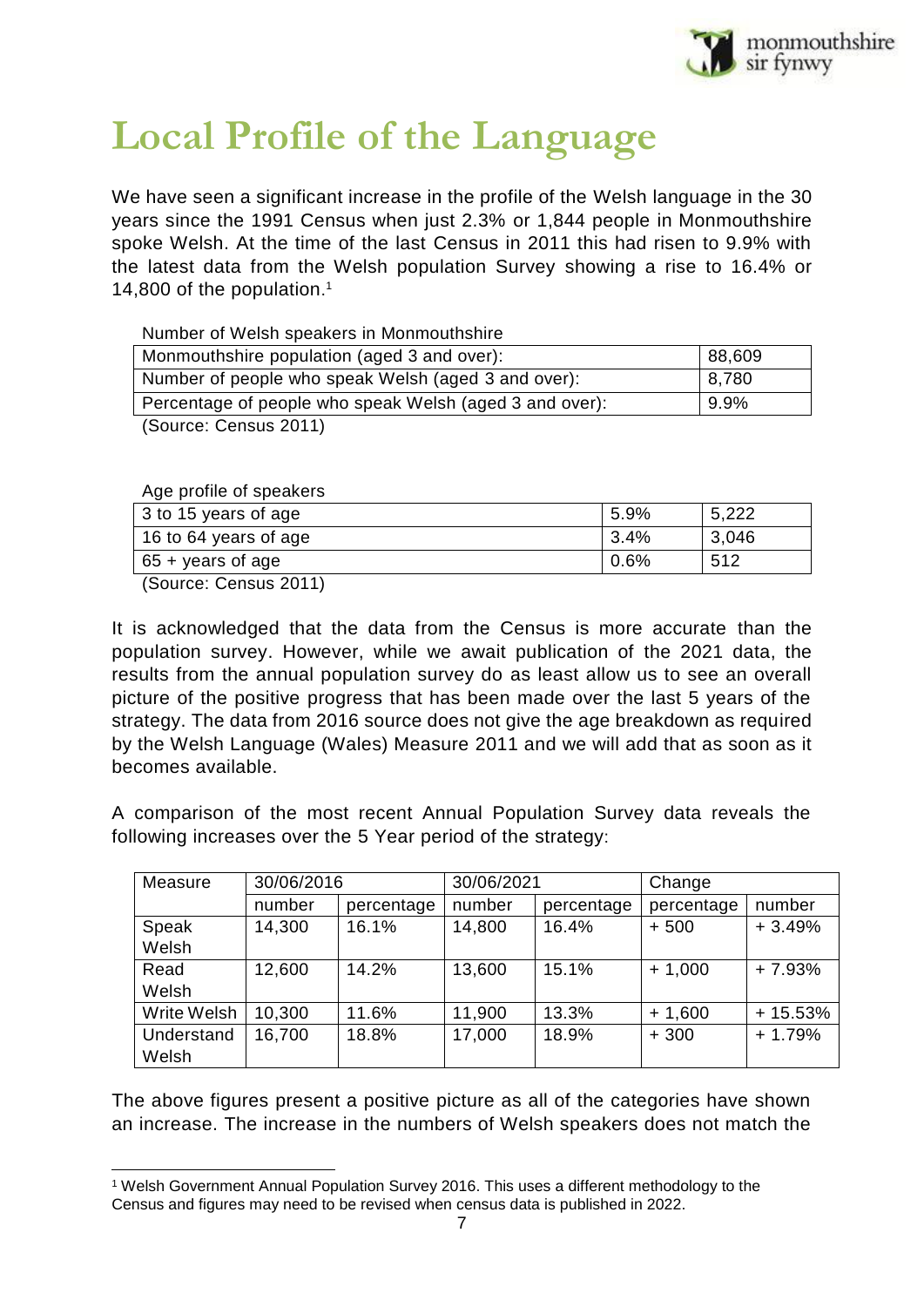# Local Profile of the Language

We have seen a significant increase in the profile of the Welsh language in the 30 years since the 1991 Census when just 2.3% or 1,844 people in Monmouthshire spoke Welsh. At the time of the last Census in 2011 this had risen to 9.9% with the latest data from the Welsh population Survey showing a rise to 16.4% or 14,800 of the population.[1]

Number of Welsh speakers in Monmouthshire

| | |
|---|---|
| Monmouthshire population (aged 3 and over): | 88,609 |
| Number of people who speak Welsh (aged 3 and over): | 8,780 |
| Percentage of people who speak Welsh (aged 3 and over): | 9.9% |

(Source: Census 2011)

Age profile of speakers

| | | |
|---|---|---|
| 3 to 15 years of age | 5.9% | 5,222 |
| 16 to 64 years of age | 3.4% | 3,046 |
| 65 + years of age | 0.6% | 512 |

(Source: Census 2011)

It is acknowledged that the data from the Census is more accurate than the population survey. However, while we await publication of the 2021 data, the results from the annual population survey do as least allow us to see an overall picture of the positive progress that has been made over the last 5 years of the strategy. The data from 2016 source does not give the age breakdown as required by the Welsh Language (Wales) Measure 2011 and we will add that as soon as it becomes available.

A comparison of the most recent Annual Population Survey data reveals the following increases over the 5 Year period of the strategy:

| Measure | 30/06/2016 | | 30/06/2021 | | Change | |
|---|---|---|---|---|---|---|
| | number | percentage | number | percentage | percentage | number |
| Speak Welsh | 14,300 | 16.1% | 14,800 | 16.4% | + 500 | + 3.49% |
| Read Welsh | 12,600 | 14.2% | 13,600 | 15.1% | + 1,000 | + 7.93% |
| Write Welsh | 10,300 | 11.6% | 11,900 | 13.3% | + 1,600 | + 15.53% |
| Understand Welsh | 16,700 | 18.8% | 17,000 | 18.9% | + 300 | + 1.79% |

The above figures present a positive picture as all of the categories have shown an increase. The increase in the numbers of Welsh speakers does not match the

[1] Welsh Government Annual Population Survey 2016. This uses a different methodology to the Census and figures may need to be revised when census data is published in 2022.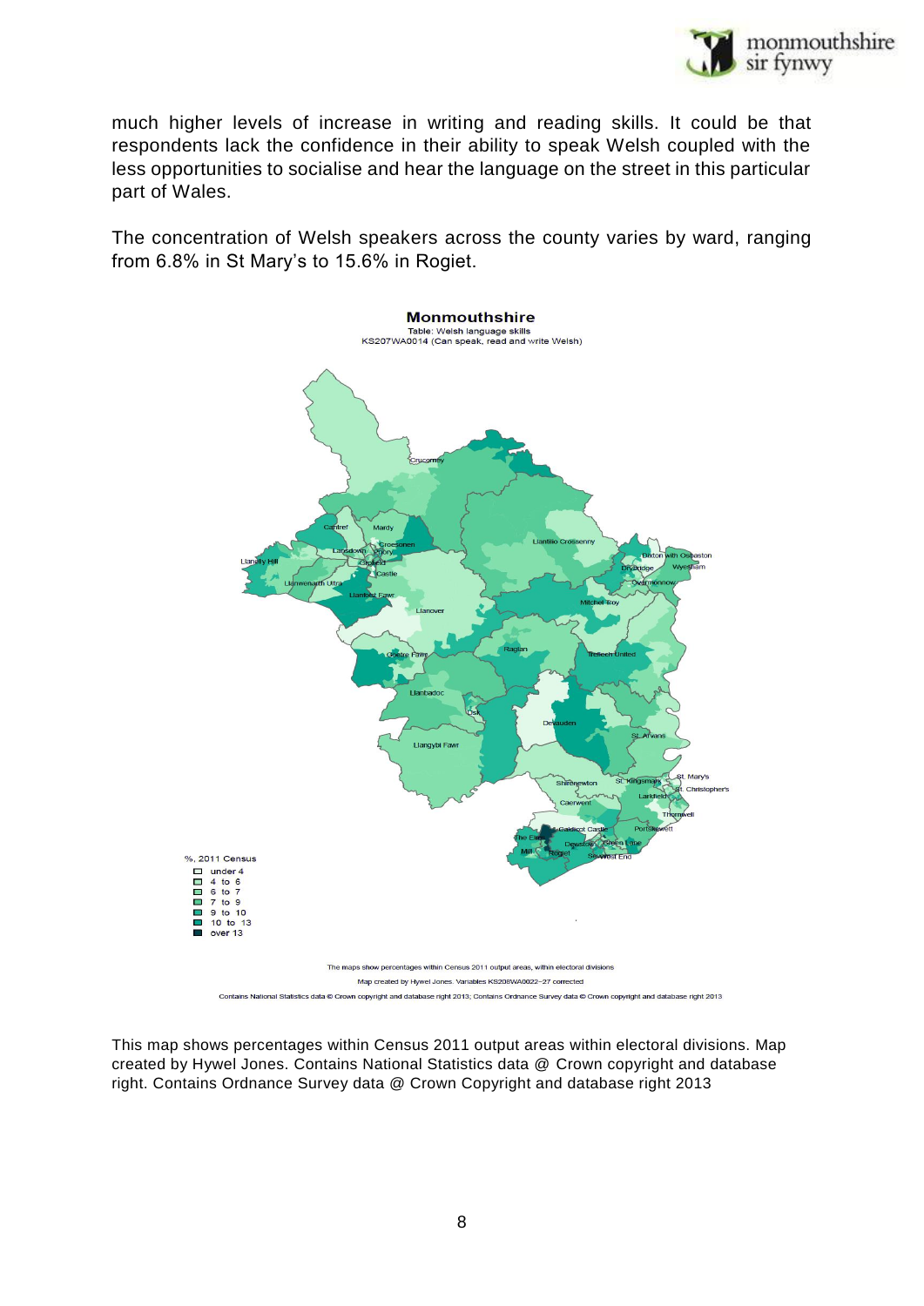much higher levels of increase in writing and reading skills. It could be that respondents lack the confidence in their ability to speak Welsh coupled with the less opportunities to socialise and hear the language on the street in this particular part of Wales.

The concentration of Welsh speakers across the county varies by ward, ranging from 6.8% in St Mary's to 15.6% in Rogiet.

This map shows percentages within Census 2011 output areas within electoral divisions. Map created by Hywel Jones. Contains National Statistics data @ Crown copyright and database right. Contains Ordnance Survey data @ Crown Copyright and database right 2013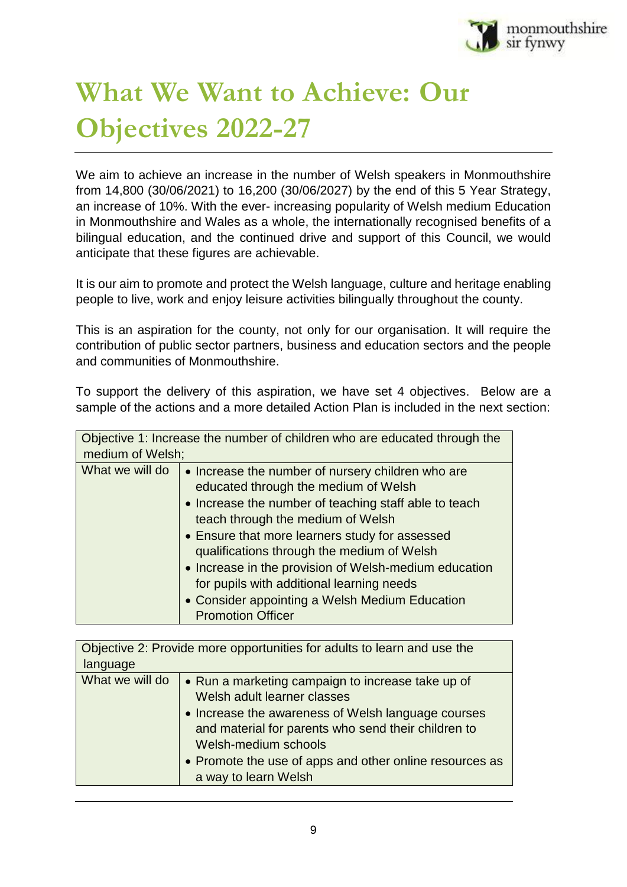# What We Want to Achieve: Our Objectives 2022-27

We aim to achieve an increase in the number of Welsh speakers in Monmouthshire from 14,800 (30/06/2021) to 16,200 (30/06/2027) by the end of this 5 Year Strategy, an increase of 10%. With the ever- increasing popularity of Welsh medium Education in Monmouthshire and Wales as a whole, the internationally recognised benefits of a bilingual education, and the continued drive and support of this Council, we would anticipate that these figures are achievable.

It is our aim to promote and protect the Welsh language, culture and heritage enabling people to live, work and enjoy leisure activities bilingually throughout the county.

This is an aspiration for the county, not only for our organisation. It will require the contribution of public sector partners, business and education sectors and the people and communities of Monmouthshire.

To support the delivery of this aspiration, we have set 4 objectives. Below are a sample of the actions and a more detailed Action Plan is included in the next section:

| Objective 1: Increase the number of children who are educated through the medium of Welsh; | |
|---|---|
| What we will do | • Increase the number of nursery children who are educated through the medium of Welsh<br>• Increase the number of teaching staff able to teach through the medium of Welsh<br>• Ensure that more learners study for assessed qualifications through the medium of Welsh<br>• Increase in the provision of Welsh-medium education for pupils with additional learning needs<br>• Consider appointing a Welsh Medium Education Promotion Officer |

| Objective 2: Provide more opportunities for adults to learn and use the language | |
|---|---|
| What we will do | • Run a marketing campaign to increase take up of Welsh adult learner classes<br>• Increase the awareness of Welsh language courses and material for parents who send their children to Welsh-medium schools<br>• Promote the use of apps and other online resources as a way to learn Welsh |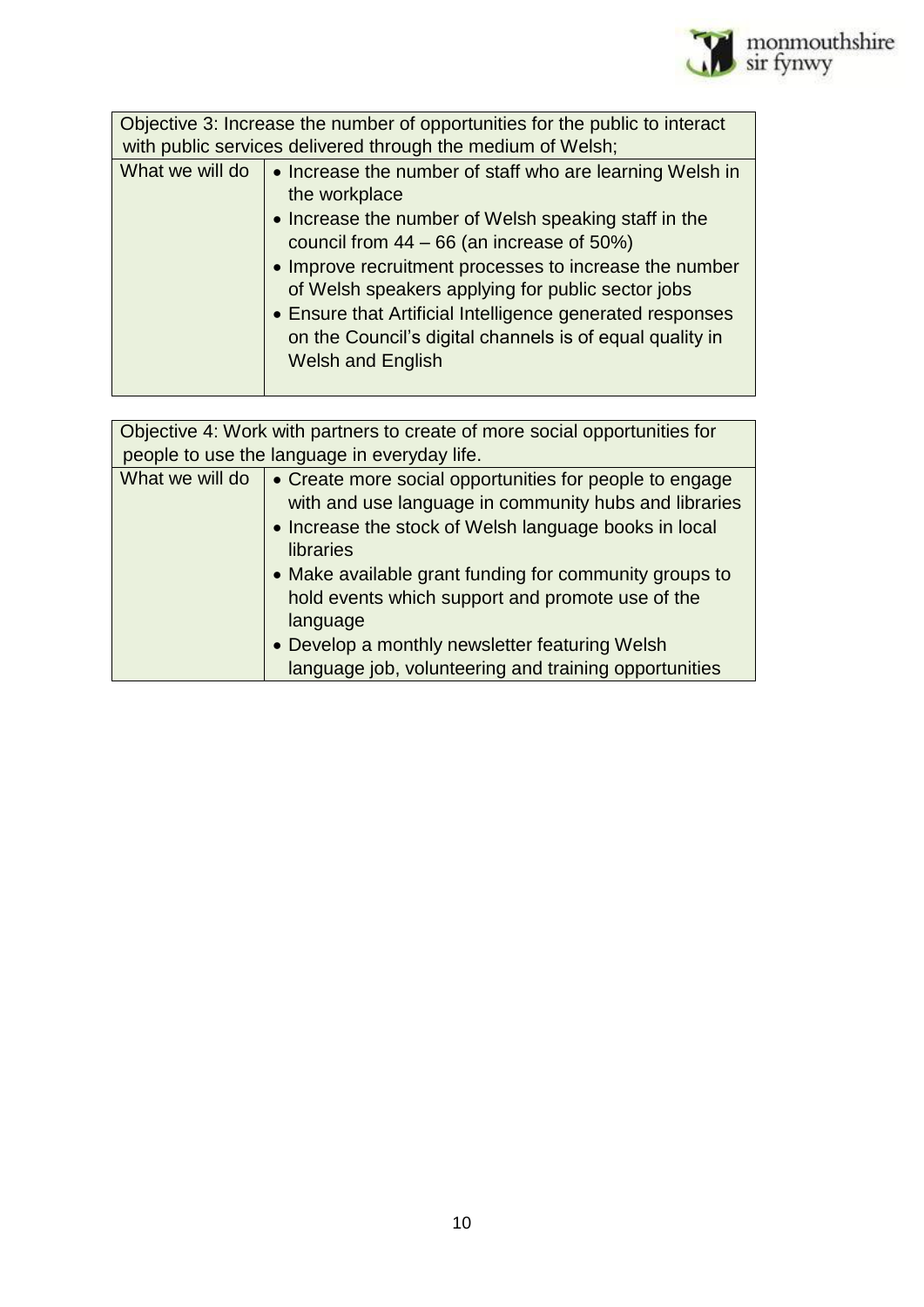| Objective 3: Increase the number of opportunities for the public to interact with public services delivered through the medium of Welsh; | |
| --- | --- |
| What we will do | • Increase the number of staff who are learning Welsh in the workplace<br>• Increase the number of Welsh speaking staff in the council from 44 – 66 (an increase of 50%)<br>• Improve recruitment processes to increase the number of Welsh speakers applying for public sector jobs<br>• Ensure that Artificial Intelligence generated responses on the Council's digital channels is of equal quality in Welsh and English |

| Objective 4: Work with partners to create of more social opportunities for people to use the language in everyday life. | |
| --- | --- |
| What we will do | • Create more social opportunities for people to engage with and use language in community hubs and libraries<br>• Increase the stock of Welsh language books in local libraries<br>• Make available grant funding for community groups to hold events which support and promote use of the language<br>• Develop a monthly newsletter featuring Welsh language job, volunteering and training opportunities |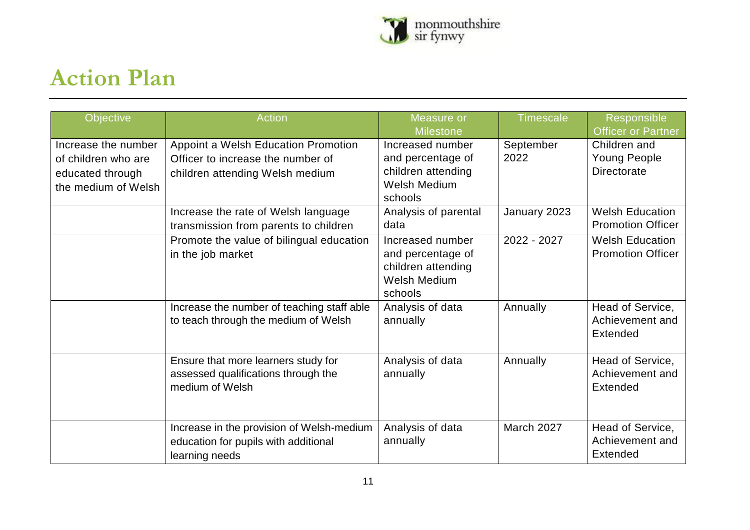# Action Plan

| Objective | Action | Measure or Milestone | Timescale | Responsible Officer or Partner |
|---|---|---|---|---|
| Increase the number of children who are educated through the medium of Welsh | Appoint a Welsh Education Promotion Officer to increase the number of children attending Welsh medium | Increased number and percentage of children attending Welsh Medium schools | September 2022 | Children and Young People Directorate |
| | Increase the rate of Welsh language transmission from parents to children | Analysis of parental data | January 2023 | Welsh Education Promotion Officer |
| | Promote the value of bilingual education in the job market | Increased number and percentage of children attending Welsh Medium schools | 2022 - 2027 | Welsh Education Promotion Officer |
| | Increase the number of teaching staff able to teach through the medium of Welsh | Analysis of data annually | Annually | Head of Service, Achievement and Extended |
| | Ensure that more learners study for assessed qualifications through the medium of Welsh | Analysis of data annually | Annually | Head of Service, Achievement and Extended |
| | Increase in the provision of Welsh-medium education for pupils with additional learning needs | Analysis of data annually | March 2027 | Head of Service, Achievement and Extended |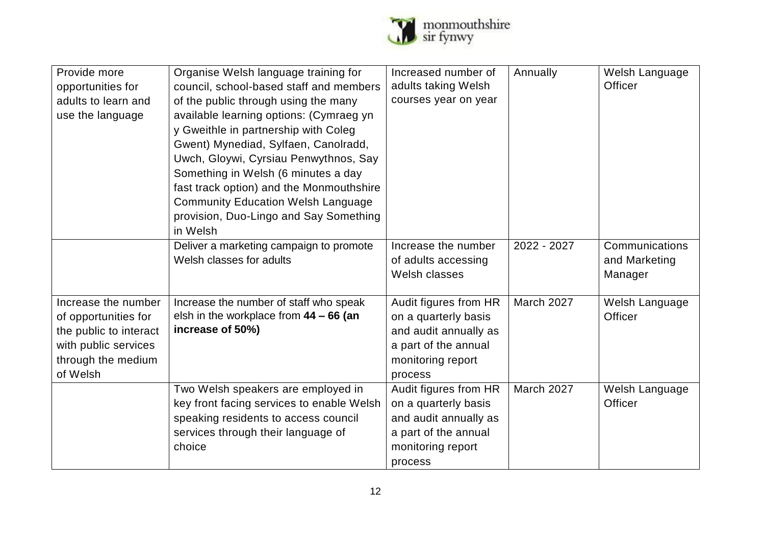| | | | | |
|---|---|---|---|---|
| Provide more opportunities for adults to learn and use the language | Organise Welsh language training for council, school-based staff and members of the public through using the many available learning options: (Cymraeg yn y Gweithle in partnership with Coleg Gwent) Mynediad, Sylfaen, Canolradd, Uwch, Gloywi, Cyrsiau Penwythnos, Say Something in Welsh (6 minutes a day fast track option) and the Monmouthshire Community Education Welsh Language provision, Duo-Lingo and Say Something in Welsh | Increased number of adults taking Welsh courses year on year | Annually | Welsh Language Officer |
| | Deliver a marketing campaign to promote Welsh classes for adults | Increase the number of adults accessing Welsh classes | 2022 - 2027 | Communications and Marketing Manager |
| Increase the number of opportunities for the public to interact with public services through the medium of Welsh | Increase the number of staff who speak elsh in the workplace from **44 – 66 (an increase of 50%)** | Audit figures from HR on a quarterly basis and audit annually as a part of the annual monitoring report process | March 2027 | Welsh Language Officer |
| | Two Welsh speakers are employed in key front facing services to enable Welsh speaking residents to access council services through their language of choice | Audit figures from HR on a quarterly basis and audit annually as a part of the annual monitoring report process | March 2027 | Welsh Language Officer |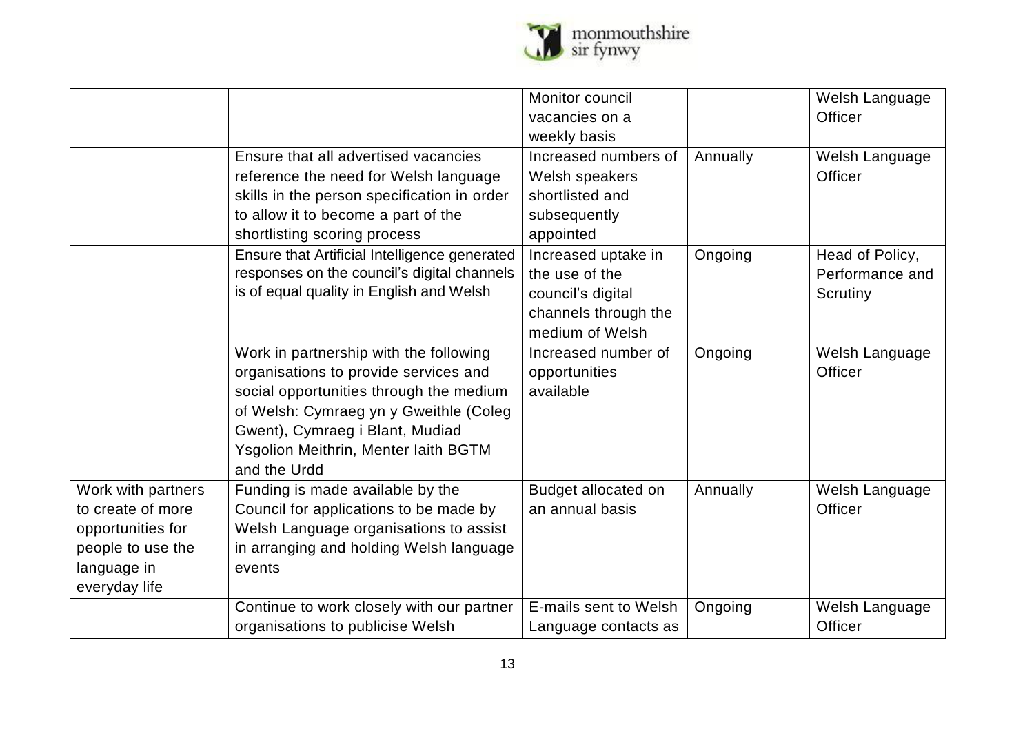| | | | | |
|---|---|---|---|---|
| | | Monitor council vacancies on a weekly basis | | Welsh Language Officer |
| | Ensure that all advertised vacancies reference the need for Welsh language skills in the person specification in order to allow it to become a part of the shortlisting scoring process | Increased numbers of Welsh speakers shortlisted and subsequently appointed | Annually | Welsh Language Officer |
| | Ensure that Artificial Intelligence generated responses on the council's digital channels is of equal quality in English and Welsh | Increased uptake in the use of the council's digital channels through the medium of Welsh | Ongoing | Head of Policy, Performance and Scrutiny |
| | Work in partnership with the following organisations to provide services and social opportunities through the medium of Welsh: Cymraeg yn y Gweithle (Coleg Gwent), Cymraeg i Blant, Mudiad Ysgolion Meithrin, Menter Iaith BGTM and the Urdd | Increased number of opportunities available | Ongoing | Welsh Language Officer |
| Work with partners to create of more opportunities for people to use the language in everyday life | Funding is made available by the Council for applications to be made by Welsh Language organisations to assist in arranging and holding Welsh language events | Budget allocated on an annual basis | Annually | Welsh Language Officer |
| | Continue to work closely with our partner organisations to publicise Welsh | E-mails sent to Welsh Language contacts as | Ongoing | Welsh Language Officer |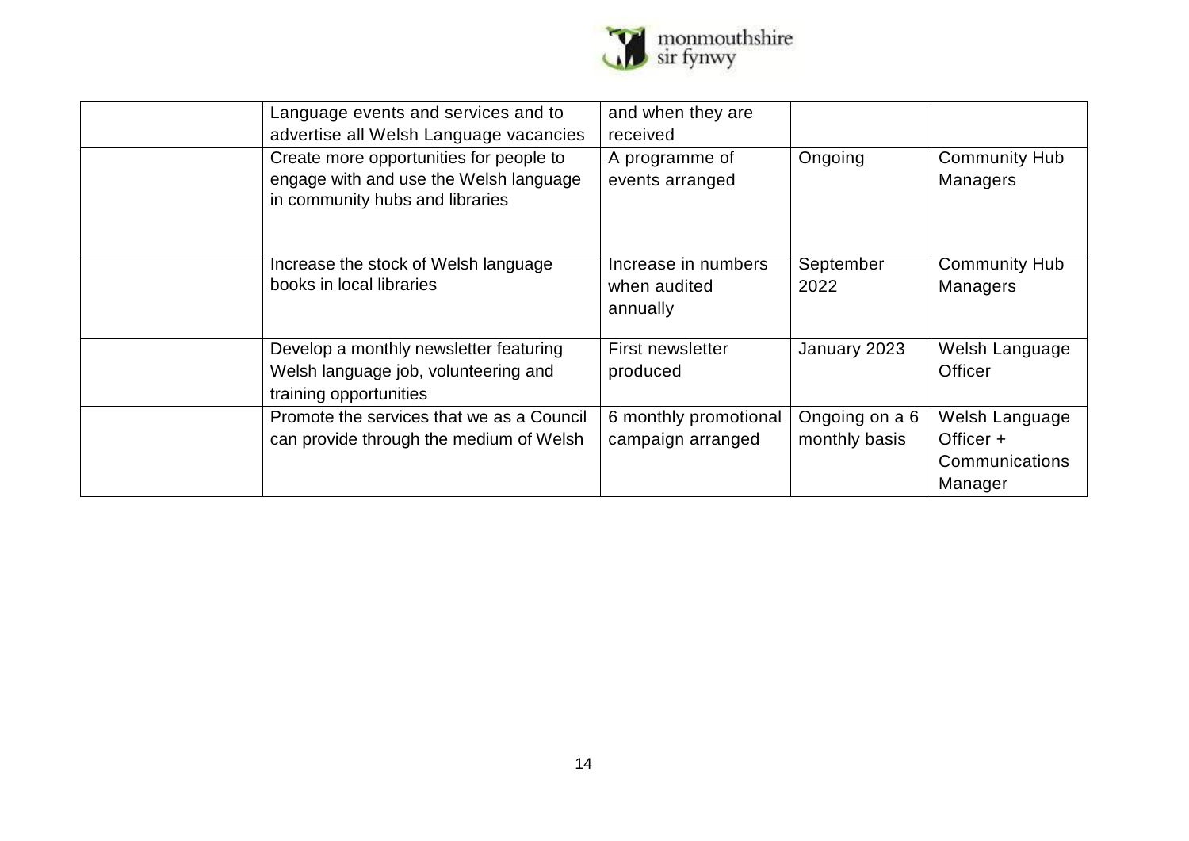|  |  |  |  |  |
|---|---|---|---|---|
|  | Language events and services and to advertise all Welsh Language vacancies | and when they are received |  |  |
|  | Create more opportunities for people to engage with and use the Welsh language in community hubs and libraries | A programme of events arranged | Ongoing | Community Hub Managers |
|  | Increase the stock of Welsh language books in local libraries | Increase in numbers when audited annually | September 2022 | Community Hub Managers |
|  | Develop a monthly newsletter featuring Welsh language job, volunteering and training opportunities | First newsletter produced | January 2023 | Welsh Language Officer |
|  | Promote the services that we as a Council can provide through the medium of Welsh | 6 monthly promotional campaign arranged | Ongoing on a 6 monthly basis | Welsh Language Officer + Communications Manager |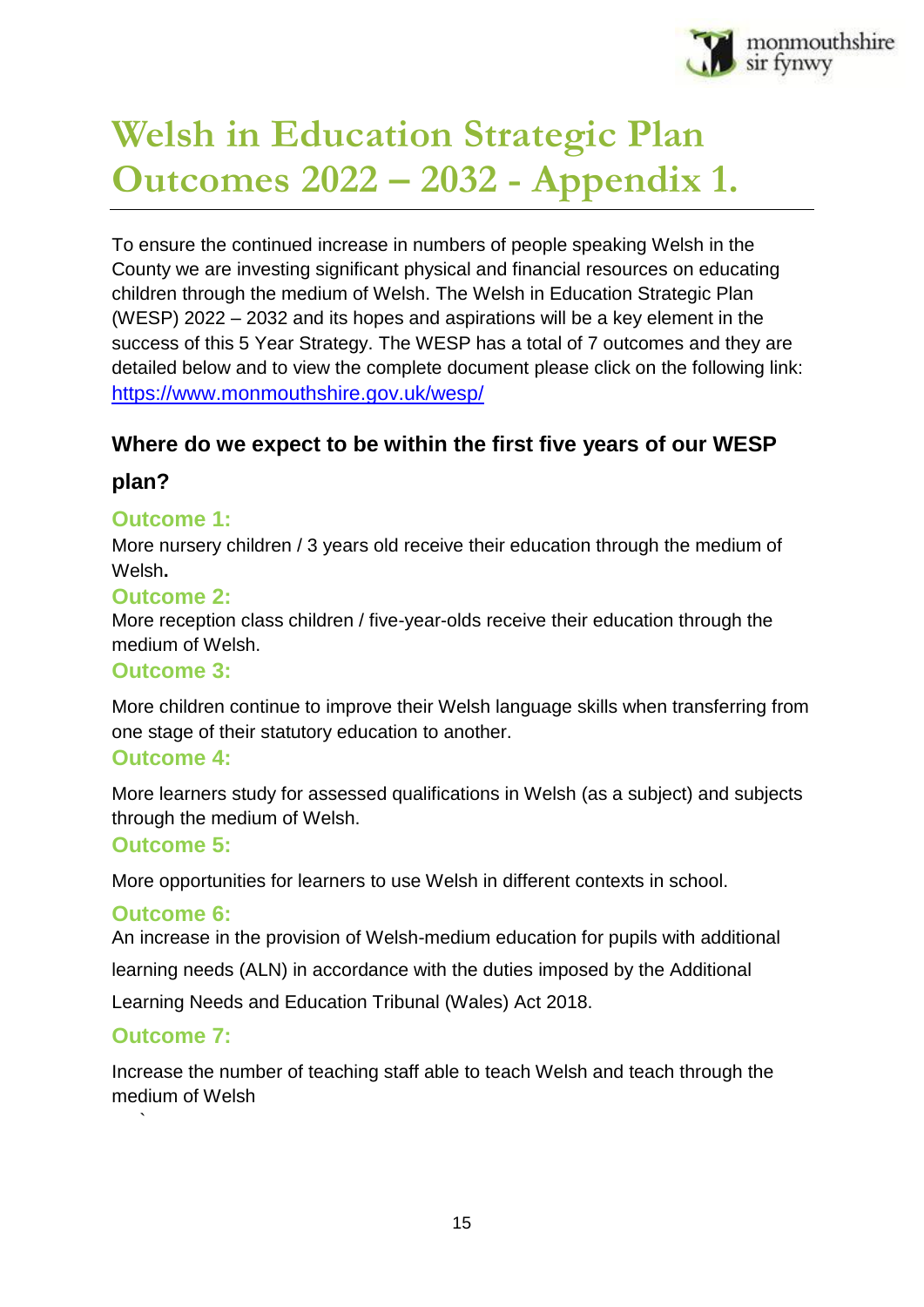# Welsh in Education Strategic Plan Outcomes 2022 – 2032 - Appendix 1.

To ensure the continued increase in numbers of people speaking Welsh in the County we are investing significant physical and financial resources on educating children through the medium of Welsh. The Welsh in Education Strategic Plan (WESP) 2022 – 2032 and its hopes and aspirations will be a key element in the success of this 5 Year Strategy. The WESP has a total of 7 outcomes and they are detailed below and to view the complete document please click on the following link: https://www.monmouthshire.gov.uk/wesp/

## Where do we expect to be within the first five years of our WESP plan?

### Outcome 1:

More nursery children / 3 years old receive their education through the medium of Welsh**.**

### Outcome 2:

More reception class children / five-year-olds receive their education through the medium of Welsh.

### Outcome 3:

More children continue to improve their Welsh language skills when transferring from one stage of their statutory education to another.

### Outcome 4:

More learners study for assessed qualifications in Welsh (as a subject) and subjects through the medium of Welsh.

### Outcome 5:

More opportunities for learners to use Welsh in different contexts in school.

### Outcome 6:

An increase in the provision of Welsh-medium education for pupils with additional learning needs (ALN) in accordance with the duties imposed by the Additional Learning Needs and Education Tribunal (Wales) Act 2018.

### Outcome 7:

Increase the number of teaching staff able to teach Welsh and teach through the medium of Welsh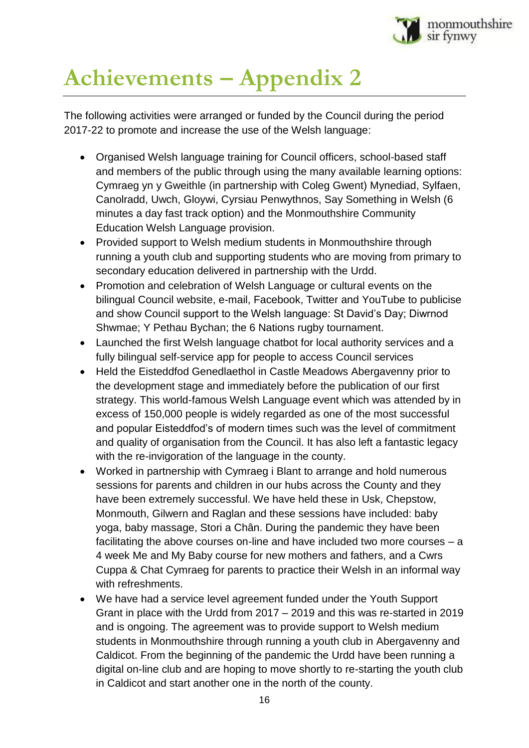# Achievements – Appendix 2

The following activities were arranged or funded by the Council during the period 2017-22 to promote and increase the use of the Welsh language:

- Organised Welsh language training for Council officers, school-based staff and members of the public through using the many available learning options: Cymraeg yn y Gweithle (in partnership with Coleg Gwent) Mynediad, Sylfaen, Canolradd, Uwch, Gloywi, Cyrsiau Penwythnos, Say Something in Welsh (6 minutes a day fast track option) and the Monmouthshire Community Education Welsh Language provision.
- Provided support to Welsh medium students in Monmouthshire through running a youth club and supporting students who are moving from primary to secondary education delivered in partnership with the Urdd.
- Promotion and celebration of Welsh Language or cultural events on the bilingual Council website, e-mail, Facebook, Twitter and YouTube to publicise and show Council support to the Welsh language: St David's Day; Diwrnod Shwmae; Y Pethau Bychan; the 6 Nations rugby tournament.
- Launched the first Welsh language chatbot for local authority services and a fully bilingual self-service app for people to access Council services
- Held the Eisteddfod Genedlaethol in Castle Meadows Abergavenny prior to the development stage and immediately before the publication of our first strategy. This world-famous Welsh Language event which was attended by in excess of 150,000 people is widely regarded as one of the most successful and popular Eisteddfod's of modern times such was the level of commitment and quality of organisation from the Council. It has also left a fantastic legacy with the re-invigoration of the language in the county.
- Worked in partnership with Cymraeg i Blant to arrange and hold numerous sessions for parents and children in our hubs across the County and they have been extremely successful. We have held these in Usk, Chepstow, Monmouth, Gilwern and Raglan and these sessions have included: baby yoga, baby massage, Stori a Chân. During the pandemic they have been facilitating the above courses on-line and have included two more courses – a 4 week Me and My Baby course for new mothers and fathers, and a Cwrs Cuppa & Chat Cymraeg for parents to practice their Welsh in an informal way with refreshments.
- We have had a service level agreement funded under the Youth Support Grant in place with the Urdd from 2017 – 2019 and this was re-started in 2019 and is ongoing. The agreement was to provide support to Welsh medium students in Monmouthshire through running a youth club in Abergavenny and Caldicot. From the beginning of the pandemic the Urdd have been running a digital on-line club and are hoping to move shortly to re-starting the youth club in Caldicot and start another one in the north of the county.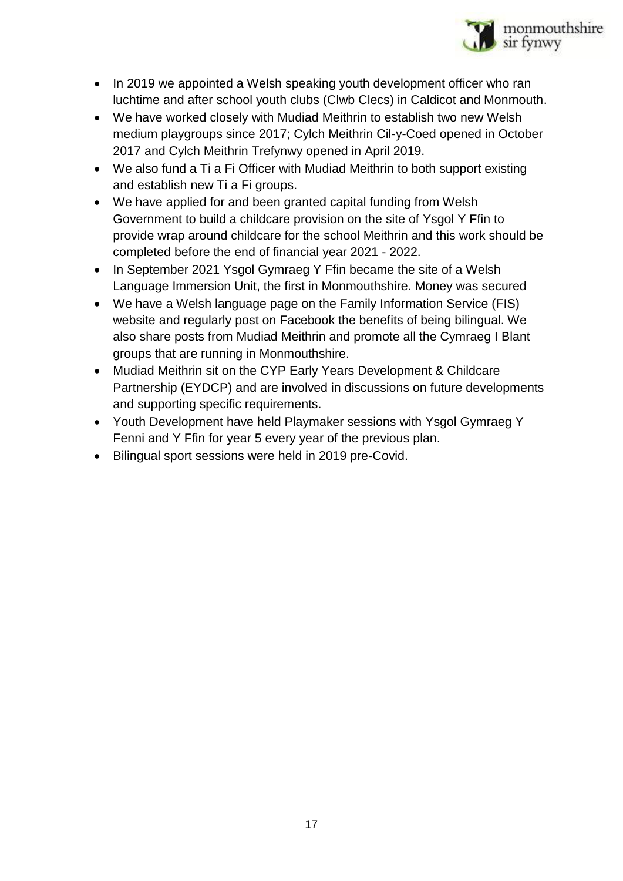- In 2019 we appointed a Welsh speaking youth development officer who ran luchtime and after school youth clubs (Clwb Clecs) in Caldicot and Monmouth.
- We have worked closely with Mudiad Meithrin to establish two new Welsh medium playgroups since 2017; Cylch Meithrin Cil-y-Coed opened in October 2017 and Cylch Meithrin Trefynwy opened in April 2019.
- We also fund a Ti a Fi Officer with Mudiad Meithrin to both support existing and establish new Ti a Fi groups.
- We have applied for and been granted capital funding from Welsh Government to build a childcare provision on the site of Ysgol Y Ffin to provide wrap around childcare for the school Meithrin and this work should be completed before the end of financial year 2021 - 2022.
- In September 2021 Ysgol Gymraeg Y Ffin became the site of a Welsh Language Immersion Unit, the first in Monmouthshire. Money was secured
- We have a Welsh language page on the Family Information Service (FIS) website and regularly post on Facebook the benefits of being bilingual. We also share posts from Mudiad Meithrin and promote all the Cymraeg I Blant groups that are running in Monmouthshire.
- Mudiad Meithrin sit on the CYP Early Years Development & Childcare Partnership (EYDCP) and are involved in discussions on future developments and supporting specific requirements.
- Youth Development have held Playmaker sessions with Ysgol Gymraeg Y Fenni and Y Ffin for year 5 every year of the previous plan.
- Bilingual sport sessions were held in 2019 pre-Covid.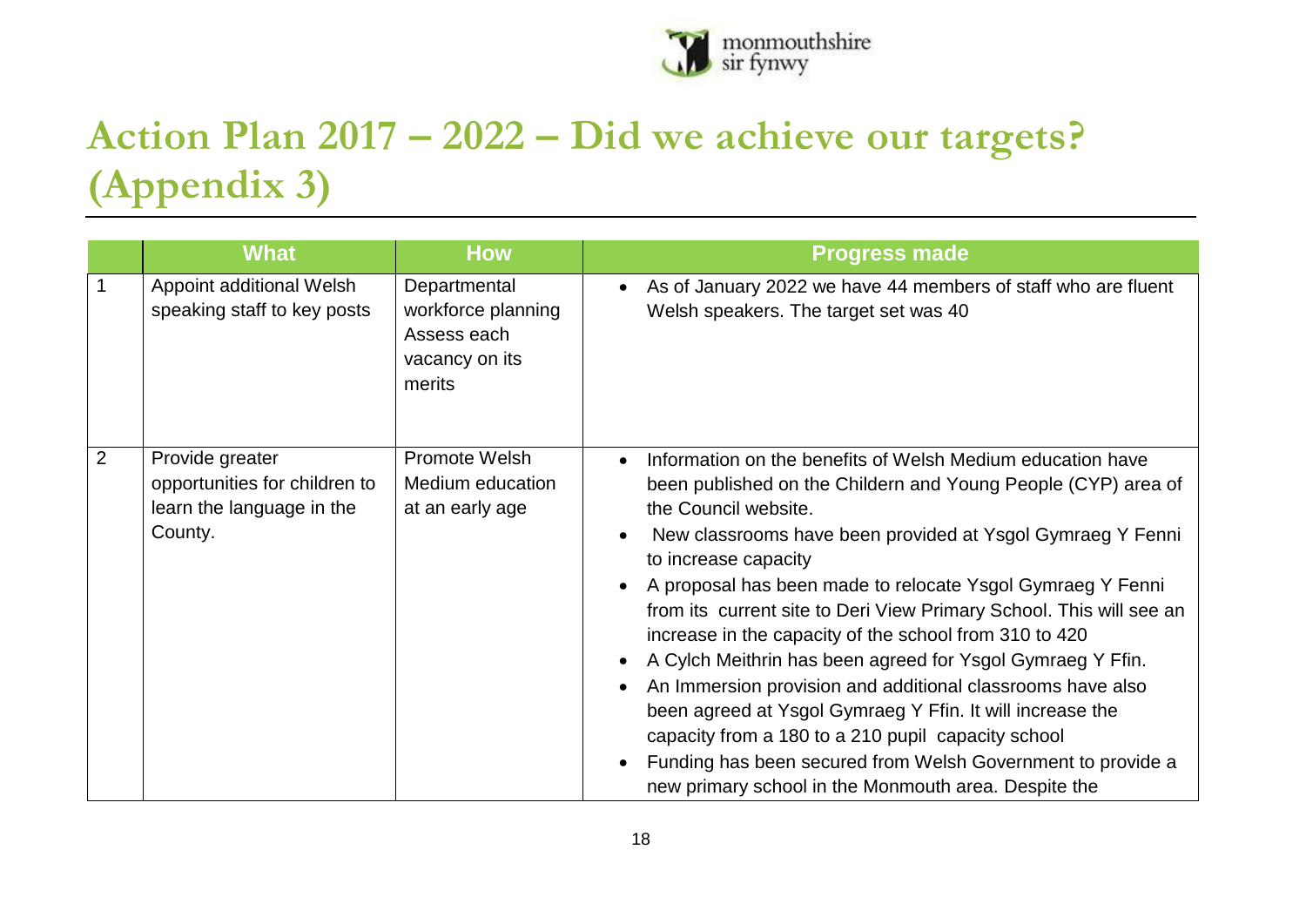# Action Plan 2017 – 2022 – Did we achieve our targets? (Appendix 3)

| | What | How | Progress made |
|---|---|---|---|
| 1 | Appoint additional Welsh speaking staff to key posts | Departmental workforce planning Assess each vacancy on its merits | • As of January 2022 we have 44 members of staff who are fluent Welsh speakers. The target set was 40 |
| 2 | Provide greater opportunities for children to learn the language in the County. | Promote Welsh Medium education at an early age | • Information on the benefits of Welsh Medium education have been published on the Childern and Young People (CYP) area of the Council website.<br>• New classrooms have been provided at Ysgol Gymraeg Y Fenni to increase capacity<br>• A proposal has been made to relocate Ysgol Gymraeg Y Fenni from its current site to Deri View Primary School. This will see an increase in the capacity of the school from 310 to 420<br>• A Cylch Meithrin has been agreed for Ysgol Gymraeg Y Ffin.<br>• An Immersion provision and additional classrooms have also been agreed at Ysgol Gymraeg Y Ffin. It will increase the capacity from a 180 to a 210 pupil capacity school<br>• Funding has been secured from Welsh Government to provide a new primary school in the Monmouth area. Despite the |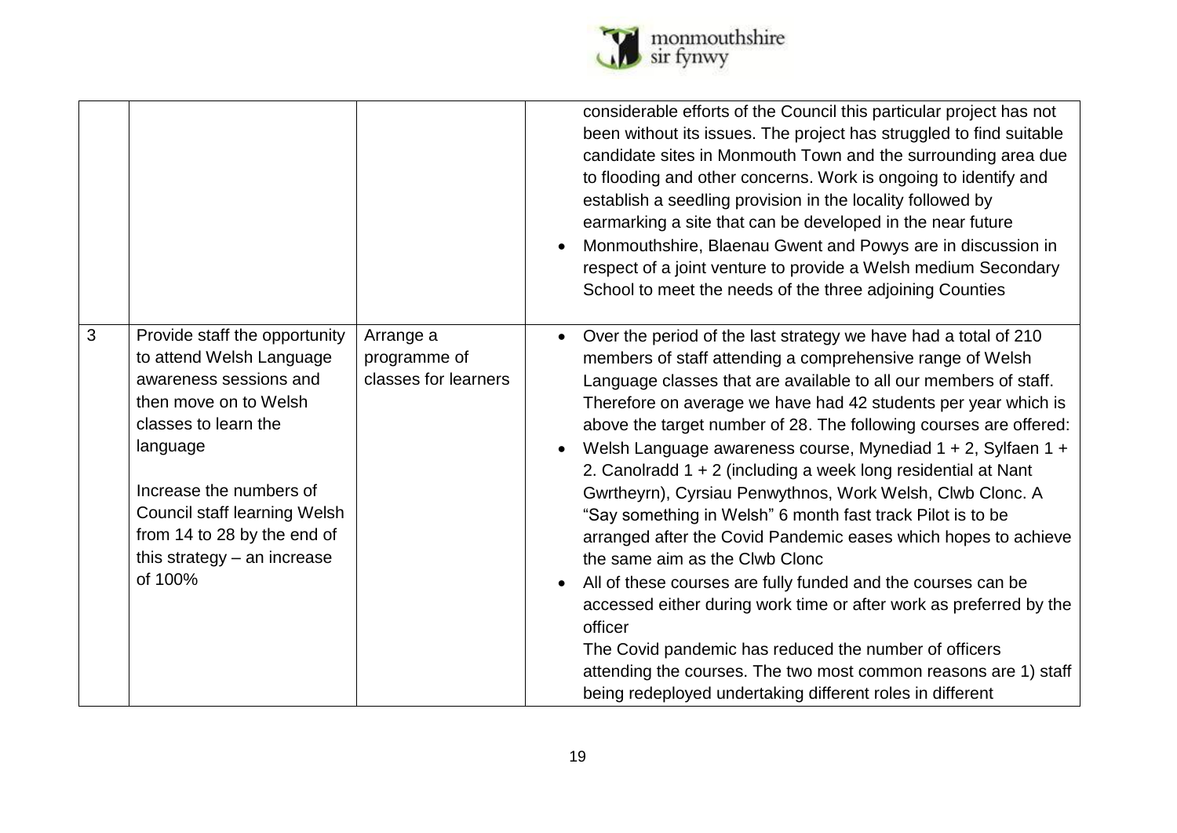| | | | |
|---|---|---|---|
| | | | considerable efforts of the Council this particular project has not been without its issues. The project has struggled to find suitable candidate sites in Monmouth Town and the surrounding area due to flooding and other concerns. Work is ongoing to identify and establish a seedling provision in the locality followed by earmarking a site that can be developed in the near future<br>• Monmouthshire, Blaenau Gwent and Powys are in discussion in respect of a joint venture to provide a Welsh medium Secondary School to meet the needs of the three adjoining Counties |
| 3 | Provide staff the opportunity to attend Welsh Language awareness sessions and then move on to Welsh classes to learn the language<br><br>Increase the numbers of Council staff learning Welsh from 14 to 28 by the end of this strategy – an increase of 100% | Arrange a programme of classes for learners | • Over the period of the last strategy we have had a total of 210 members of staff attending a comprehensive range of Welsh Language classes that are available to all our members of staff. Therefore on average we have had 42 students per year which is above the target number of 28. The following courses are offered:<br>• Welsh Language awareness course, Mynediad 1 + 2, Sylfaen 1 + 2. Canolradd 1 + 2 (including a week long residential at Nant Gwrtheyrn), Cyrsiau Penwythnos, Work Welsh, Clwb Clonc. A "Say something in Welsh" 6 month fast track Pilot is to be arranged after the Covid Pandemic eases which hopes to achieve the same aim as the Clwb Clonc<br>• All of these courses are fully funded and the courses can be accessed either during work time or after work as preferred by the officer<br>The Covid pandemic has reduced the number of officers attending the courses. The two most common reasons are 1) staff being redeployed undertaking different roles in different |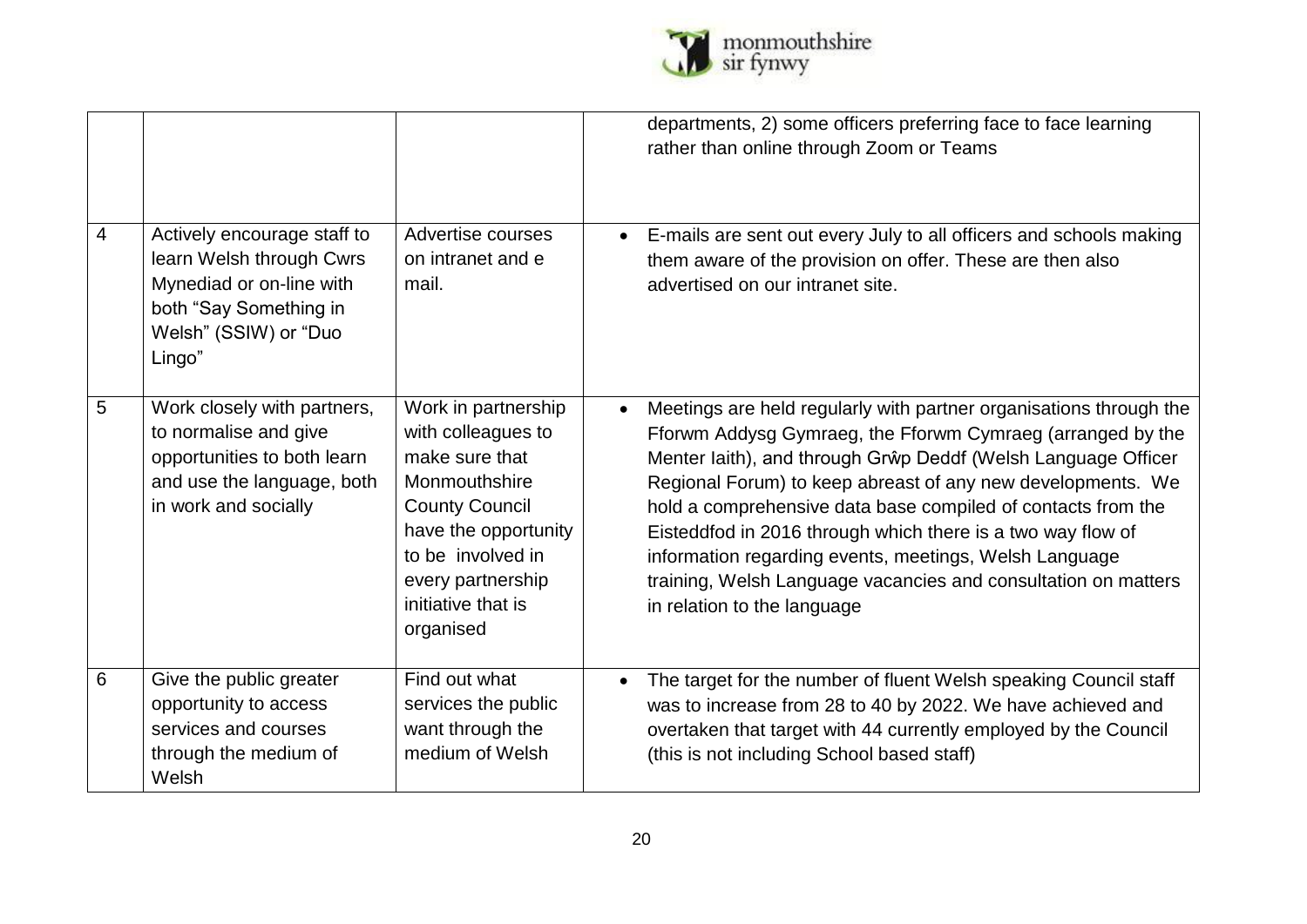|  |  |  |  |
|---|---|---|---|
|  |  |  | departments, 2) some officers preferring face to face learning rather than online through Zoom or Teams |
| 4 | Actively encourage staff to learn Welsh through Cwrs Mynediad or on-line with both "Say Something in Welsh" (SSIW) or "Duo Lingo" | Advertise courses on intranet and e mail. | • E-mails are sent out every July to all officers and schools making them aware of the provision on offer. These are then also advertised on our intranet site. |
| 5 | Work closely with partners, to normalise and give opportunities to both learn and use the language, both in work and socially | Work in partnership with colleagues to make sure that Monmouthshire County Council have the opportunity to be involved in every partnership initiative that is organised | • Meetings are held regularly with partner organisations through the Fforwm Addysg Gymraeg, the Fforwm Cymraeg (arranged by the Menter Iaith), and through Grŵp Deddf (Welsh Language Officer Regional Forum) to keep abreast of any new developments. We hold a comprehensive data base compiled of contacts from the Eisteddfod in 2016 through which there is a two way flow of information regarding events, meetings, Welsh Language training, Welsh Language vacancies and consultation on matters in relation to the language |
| 6 | Give the public greater opportunity to access services and courses through the medium of Welsh | Find out what services the public want through the medium of Welsh | • The target for the number of fluent Welsh speaking Council staff was to increase from 28 to 40 by 2022. We have achieved and overtaken that target with 44 currently employed by the Council (this is not including School based staff) |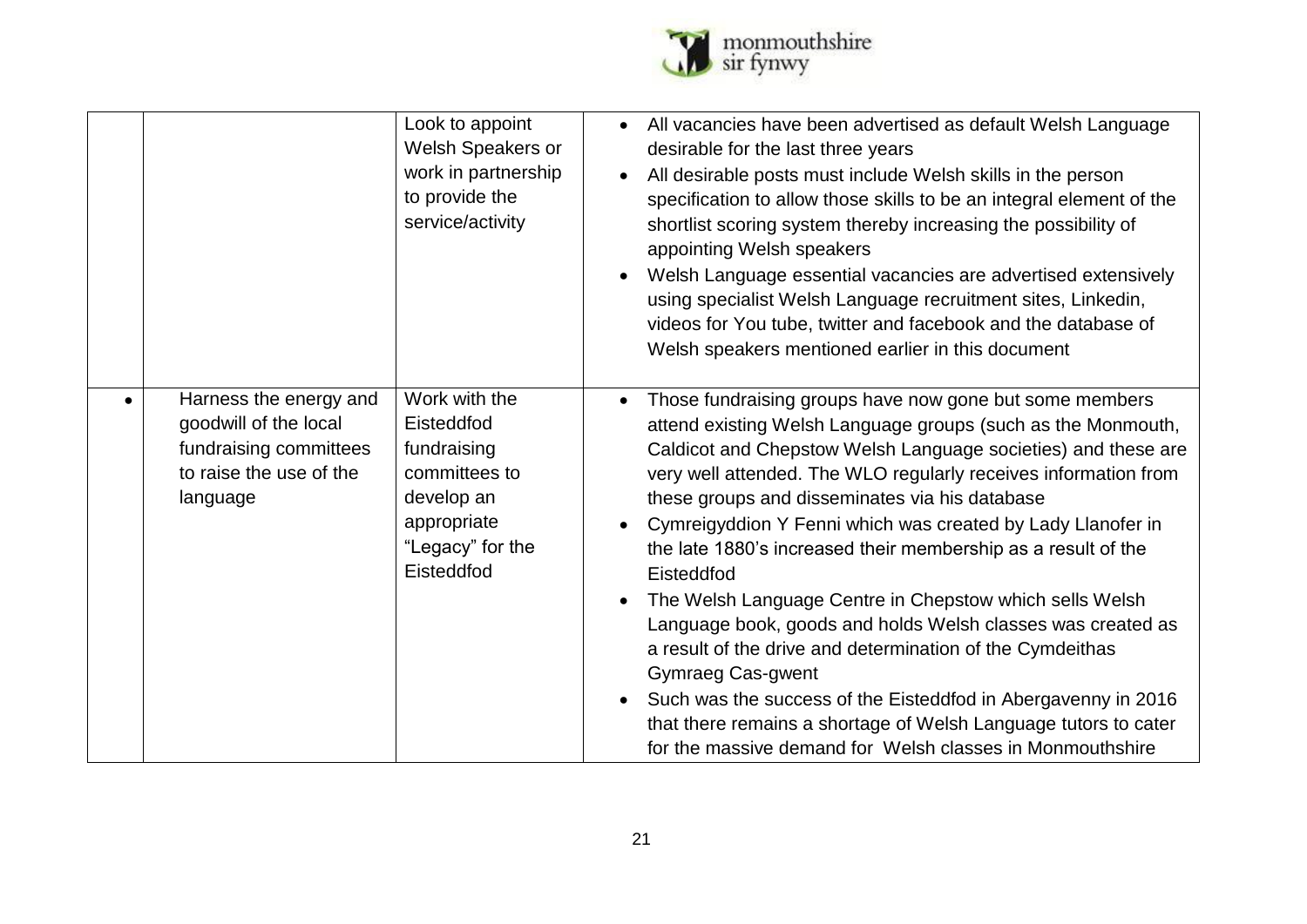| | | | |
|---|---|---|---|
| | | Look to appoint Welsh Speakers or work in partnership to provide the service/activity | <ul><li>All vacancies have been advertised as default Welsh Language desirable for the last three years</li><li>All desirable posts must include Welsh skills in the person specification to allow those skills to be an integral element of the shortlist scoring system thereby increasing the possibility of appointing Welsh speakers</li><li>Welsh Language essential vacancies are advertised extensively using specialist Welsh Language recruitment sites, Linkedin, videos for You tube, twitter and facebook and the database of Welsh speakers mentioned earlier in this document</li></ul> |
| • | Harness the energy and goodwill of the local fundraising committees to raise the use of the language | Work with the Eisteddfod fundraising committees to develop an appropriate "Legacy" for the Eisteddfod | <ul><li>Those fundraising groups have now gone but some members attend existing Welsh Language groups (such as the Monmouth, Caldicot and Chepstow Welsh Language societies) and these are very well attended. The WLO regularly receives information from these groups and disseminates via his database</li><li>Cymreigyddion Y Fenni which was created by Lady Llanofer in the late 1880's increased their membership as a result of the Eisteddfod</li><li>The Welsh Language Centre in Chepstow which sells Welsh Language book, goods and holds Welsh classes was created as a result of the drive and determination of the Cymdeithas Gymraeg Cas-gwent</li><li>Such was the success of the Eisteddfod in Abergavenny in 2016 that there remains a shortage of Welsh Language tutors to cater for the massive demand for Welsh classes in Monmouthshire</li></ul> |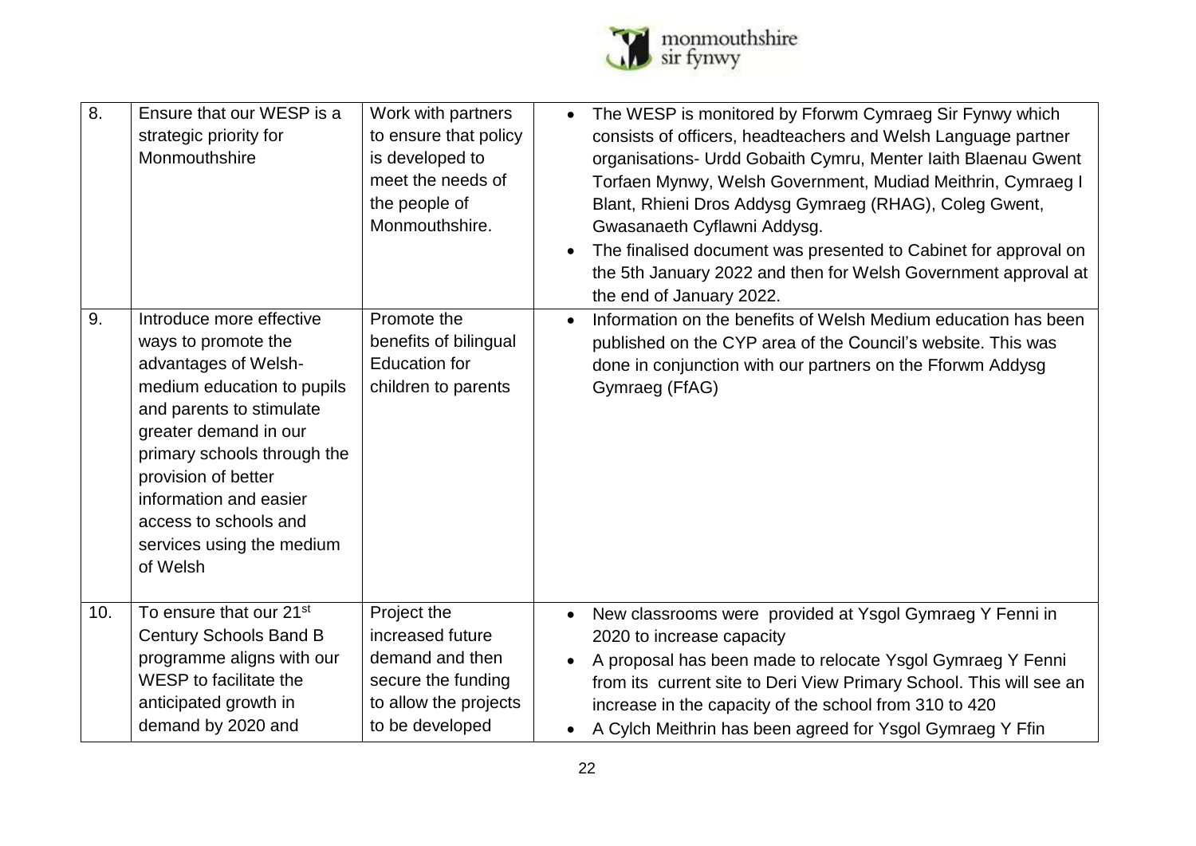| | | | |
|---|---|---|---|
| 8. | Ensure that our WESP is a strategic priority for Monmouthshire | Work with partners to ensure that policy is developed to meet the needs of the people of Monmouthshire. | • The WESP is monitored by Fforwm Cymraeg Sir Fynwy which consists of officers, headteachers and Welsh Language partner organisations- Urdd Gobaith Cymru, Menter Iaith Blaenau Gwent Torfaen Mynwy, Welsh Government, Mudiad Meithrin, Cymraeg I Blant, Rhieni Dros Addysg Gymraeg (RHAG), Coleg Gwent, Gwasanaeth Cyflawni Addysg.<br>• The finalised document was presented to Cabinet for approval on the 5th January 2022 and then for Welsh Government approval at the end of January 2022. |
| 9. | Introduce more effective ways to promote the advantages of Welsh-medium education to pupils and parents to stimulate greater demand in our primary schools through the provision of better information and easier access to schools and services using the medium of Welsh | Promote the benefits of bilingual Education for children to parents | • Information on the benefits of Welsh Medium education has been published on the CYP area of the Council's website. This was done in conjunction with our partners on the Fforwm Addysg Gymraeg (FfAG) |
| 10. | To ensure that our 21st Century Schools Band B programme aligns with our WESP to facilitate the anticipated growth in demand by 2020 and | Project the increased future demand and then secure the funding to allow the projects to be developed | • New classrooms were provided at Ysgol Gymraeg Y Fenni in 2020 to increase capacity<br>• A proposal has been made to relocate Ysgol Gymraeg Y Fenni from its current site to Deri View Primary School. This will see an increase in the capacity of the school from 310 to 420<br>• A Cylch Meithrin has been agreed for Ysgol Gymraeg Y Ffin |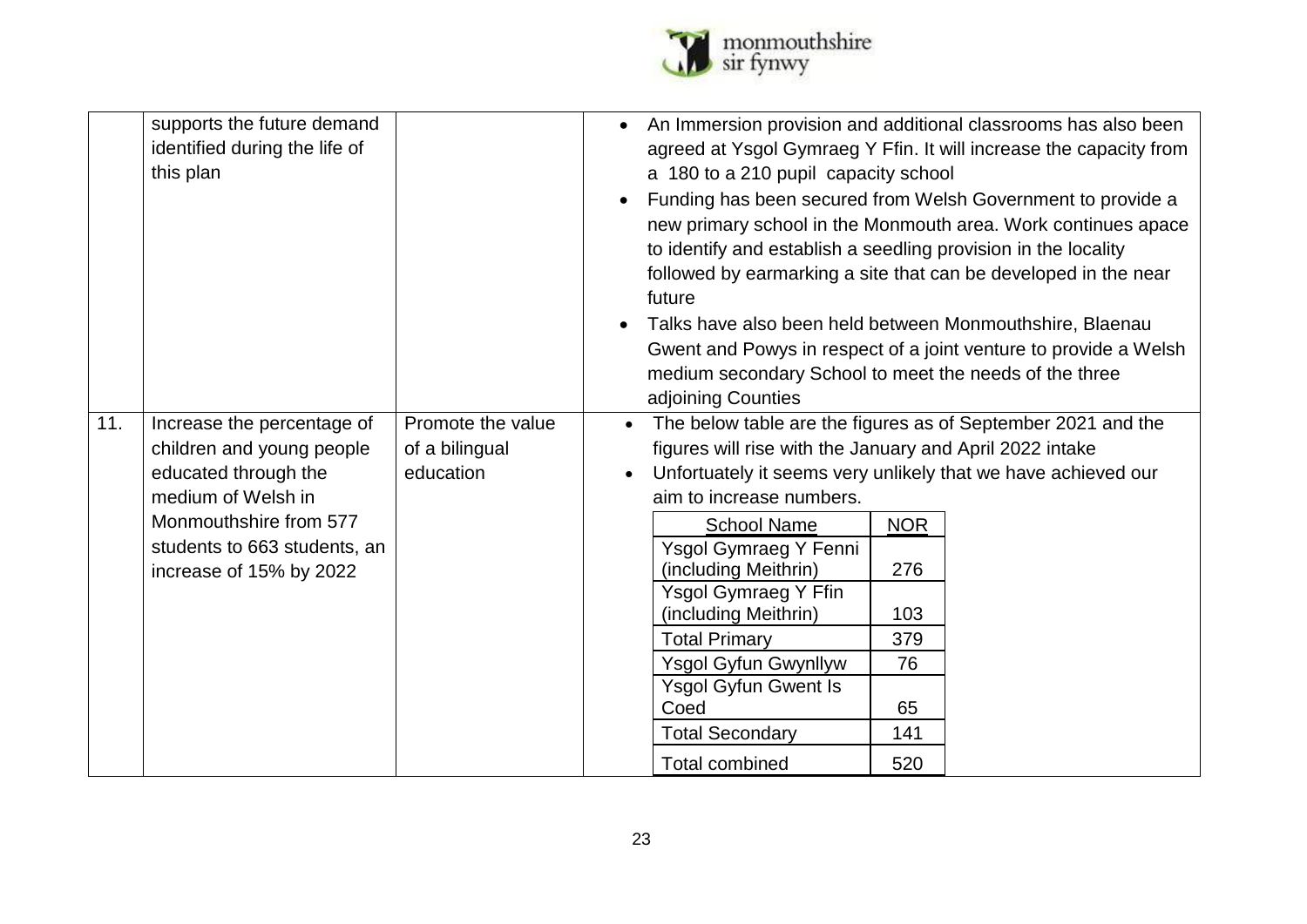| | | | |
|---|---|---|---|
| | supports the future demand identified during the life of this plan | | • An Immersion provision and additional classrooms has also been agreed at Ysgol Gymraeg Y Ffin. It will increase the capacity from a 180 to a 210 pupil capacity school<br>• Funding has been secured from Welsh Government to provide a new primary school in the Monmouth area. Work continues apace to identify and establish a seedling provision in the locality followed by earmarking a site that can be developed in the near future<br>• Talks have also been held between Monmouthshire, Blaenau Gwent and Powys in respect of a joint venture to provide a Welsh medium secondary School to meet the needs of the three adjoining Counties |
| 11. | Increase the percentage of children and young people educated through the medium of Welsh in Monmouthshire from 577 students to 663 students, an increase of 15% by 2022 | Promote the value of a bilingual education | • The below table are the figures as of September 2021 and the figures will rise with the January and April 2022 intake<br>• Unfortuately it seems very unlikely that we have achieved our aim to increase numbers. |

| School Name | NOR |
|---|---|
| Ysgol Gymraeg Y Fenni (including Meithrin) | 276 |
| Ysgol Gymraeg Y Ffin (including Meithrin) | 103 |
| Total Primary | 379 |
| Ysgol Gyfun Gwynllyw | 76 |
| Ysgol Gyfun Gwent Is Coed | 65 |
| Total Secondary | 141 |
| Total combined | 520 |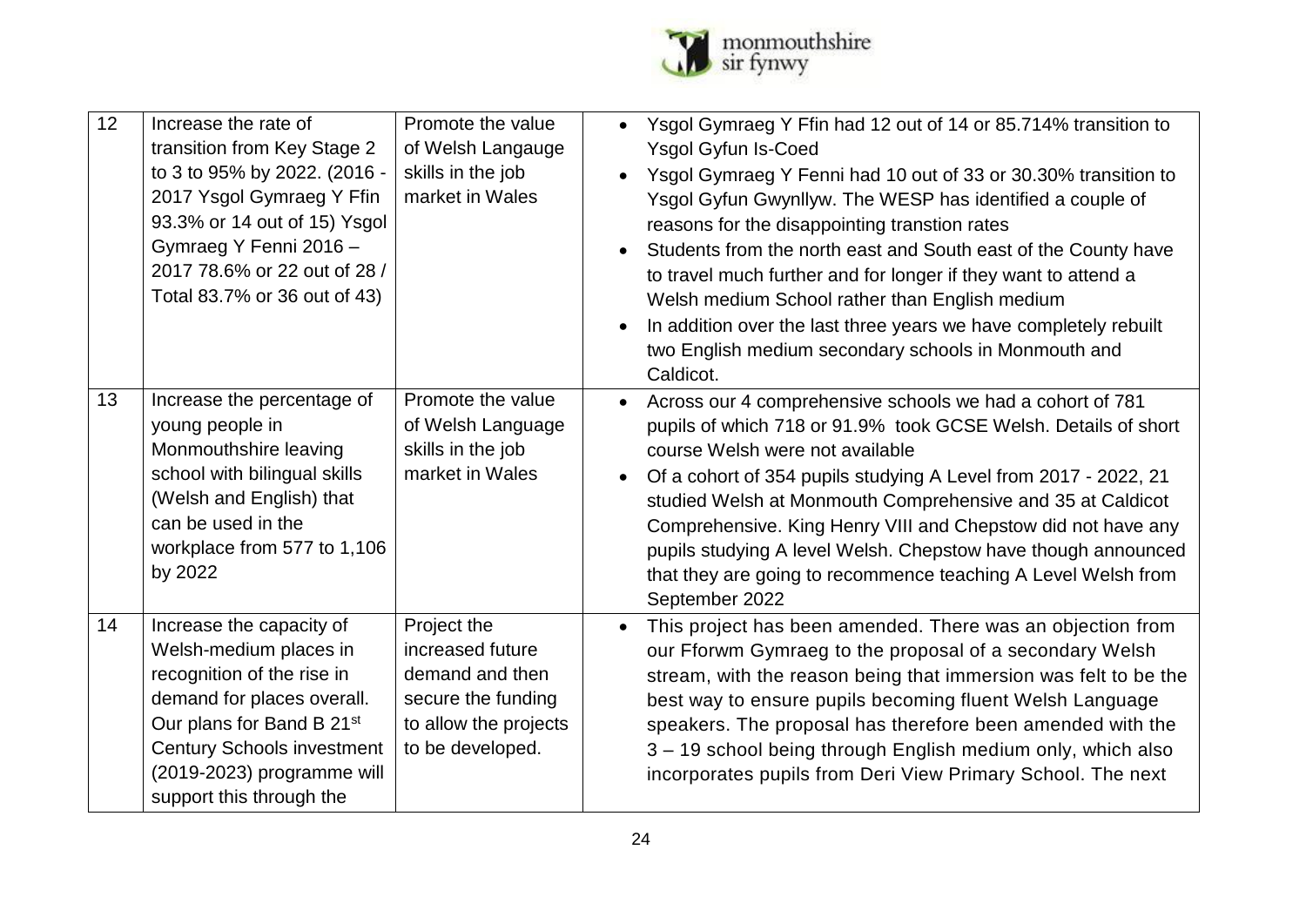| 12 | Increase the rate of transition from Key Stage 2 to 3 to 95% by 2022. (2016 - 2017 Ysgol Gymraeg Y Ffin 93.3% or 14 out of 15) Ysgol Gymraeg Y Fenni 2016 – 2017 78.6% or 22 out of 28 / Total 83.7% or 36 out of 43) | Promote the value of Welsh Langauge skills in the job market in Wales | <ul><li>Ysgol Gymraeg Y Ffin had 12 out of 14 or 85.714% transition to Ysgol Gyfun Is-Coed</li><li>Ysgol Gymraeg Y Fenni had 10 out of 33 or 30.30% transition to Ysgol Gyfun Gwynllyw. The WESP has identified a couple of reasons for the disappointing transtion rates</li><li>Students from the north east and South east of the County have to travel much further and for longer if they want to attend a Welsh medium School rather than English medium</li><li>In addition over the last three years we have completely rebuilt two English medium secondary schools in Monmouth and Caldicot.</li></ul> |
|---|---|---|---|
| 13 | Increase the percentage of young people in Monmouthshire leaving school with bilingual skills (Welsh and English) that can be used in the workplace from 577 to 1,106 by 2022 | Promote the value of Welsh Language skills in the job market in Wales | <ul><li>Across our 4 comprehensive schools we had a cohort of 781 pupils of which 718 or 91.9% took GCSE Welsh. Details of short course Welsh were not available</li><li>Of a cohort of 354 pupils studying A Level from 2017 - 2022, 21 studied Welsh at Monmouth Comprehensive and 35 at Caldicot Comprehensive. King Henry VIII and Chepstow did not have any pupils studying A level Welsh. Chepstow have though announced that they are going to recommence teaching A Level Welsh from September 2022</li></ul> |
| 14 | Increase the capacity of Welsh-medium places in recognition of the rise in demand for places overall. Our plans for Band B 21st Century Schools investment (2019-2023) programme will support this through the | Project the increased future demand and then secure the funding to allow the projects to be developed. | <ul><li>This project has been amended. There was an objection from our Fforwm Gymraeg to the proposal of a secondary Welsh stream, with the reason being that immersion was felt to be the best way to ensure pupils becoming fluent Welsh Language speakers. The proposal has therefore been amended with the 3 – 19 school being through English medium only, which also incorporates pupils from Deri View Primary School. The next</li></ul> |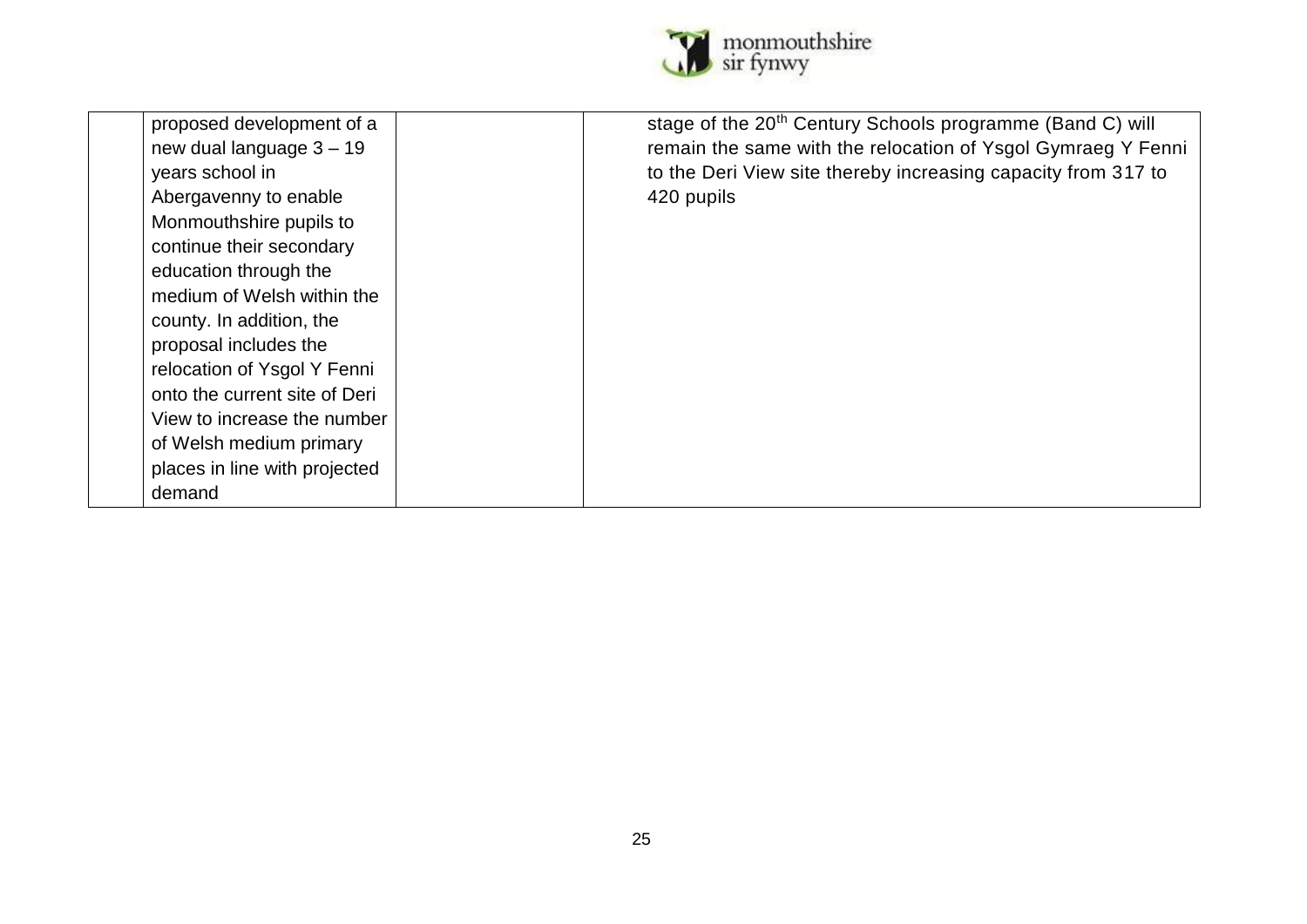| | | | |
|---|---|---|---|
| | proposed development of a new dual language 3 – 19 years school in Abergavenny to enable Monmouthshire pupils to continue their secondary education through the medium of Welsh within the county. In addition, the proposal includes the relocation of Ysgol Y Fenni onto the current site of Deri View to increase the number of Welsh medium primary places in line with projected demand | | stage of the 20th Century Schools programme (Band C) will remain the same with the relocation of Ysgol Gymraeg Y Fenni to the Deri View site thereby increasing capacity from 317 to 420 pupils |